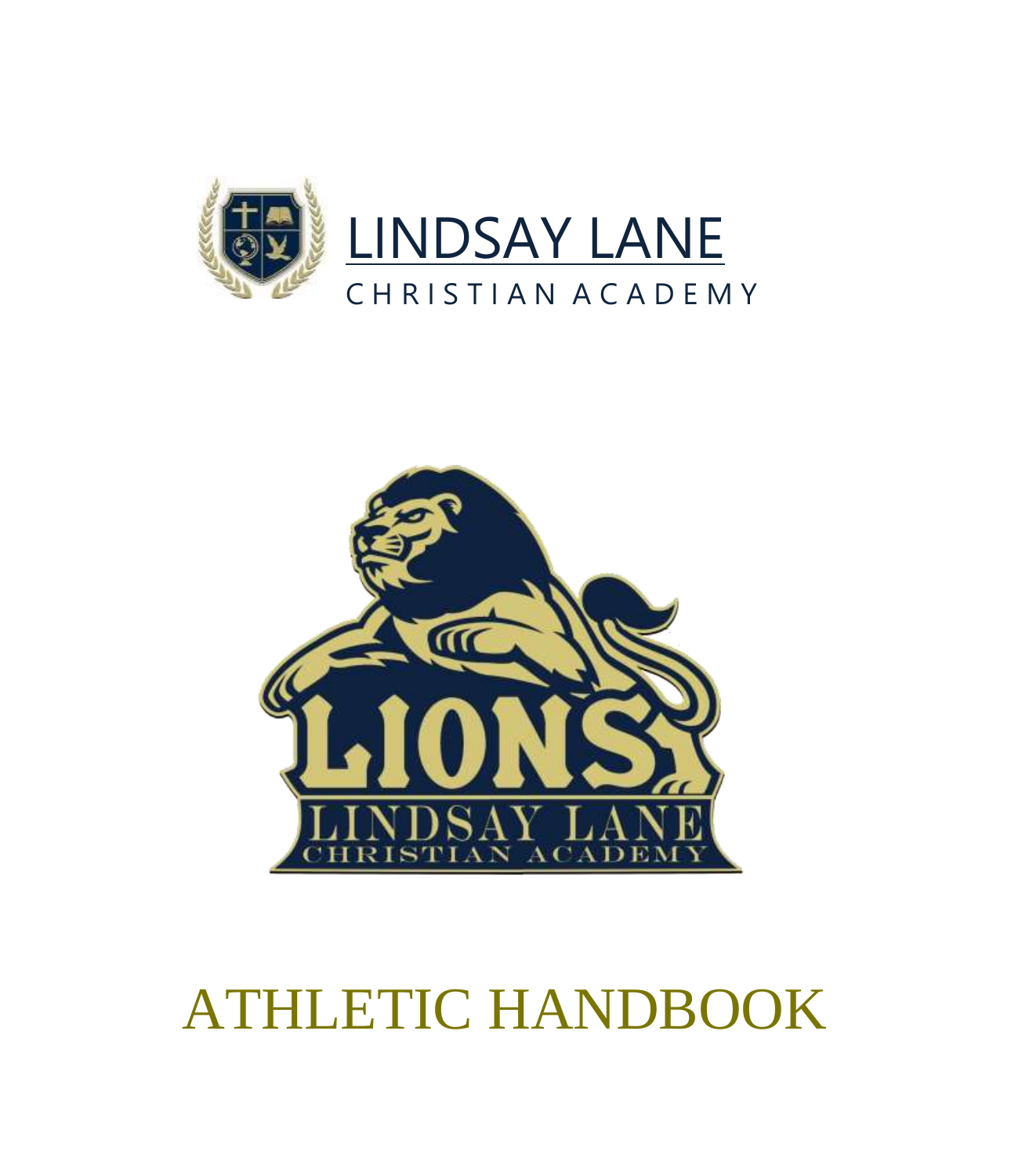LINDSAY LANE

CHRISTIAN ACADEMY

LIONS

LINDSAY LANE

CHRISTIAN ACADEMY

# ATHLETIC HANDBOOK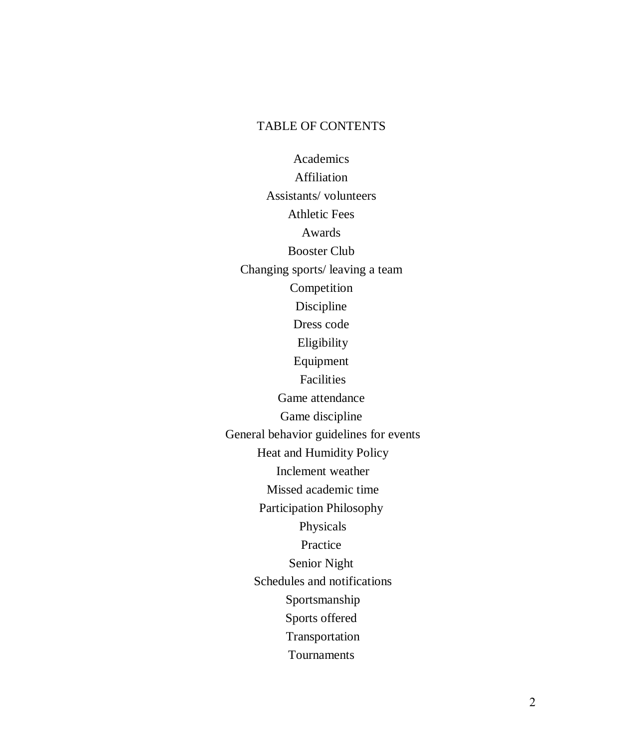# TABLE OF CONTENTS

Academics

Affiliation

Assistants/ volunteers

Athletic Fees

Awards

Booster Club

Changing sports/ leaving a team

Competition

Discipline

Dress code

Eligibility

Equipment

Facilities

Game attendance

Game discipline

General behavior guidelines for events

Heat and Humidity Policy

Inclement weather

Missed academic time

Participation Philosophy

Physicals

Practice

Senior Night

Schedules and notifications

Sportsmanship

Sports offered

Transportation

Tournaments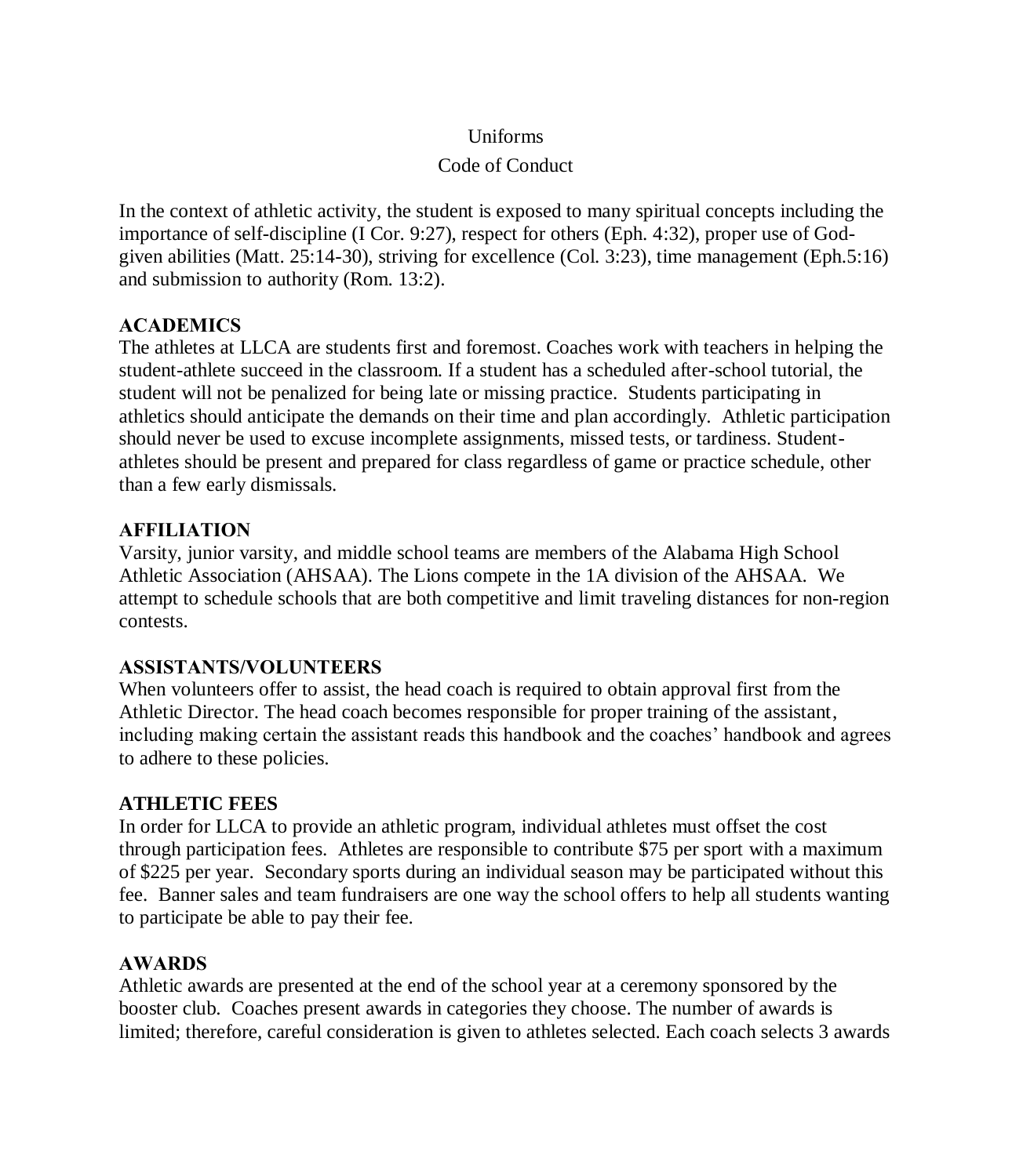Uniforms

Code of Conduct

In the context of athletic activity, the student is exposed to many spiritual concepts including the importance of self-discipline (I Cor. 9:27), respect for others (Eph. 4:32), proper use of God-given abilities (Matt. 25:14-30), striving for excellence (Col. 3:23), time management (Eph.5:16) and submission to authority (Rom. 13:2).

**ACADEMICS**

The athletes at LLCA are students first and foremost. Coaches work with teachers in helping the student-athlete succeed in the classroom. If a student has a scheduled after-school tutorial, the student will not be penalized for being late or missing practice. Students participating in athletics should anticipate the demands on their time and plan accordingly. Athletic participation should never be used to excuse incomplete assignments, missed tests, or tardiness. Student-athletes should be present and prepared for class regardless of game or practice schedule, other than a few early dismissals.

**AFFILIATION**

Varsity, junior varsity, and middle school teams are members of the Alabama High School Athletic Association (AHSAA). The Lions compete in the 1A division of the AHSAA. We attempt to schedule schools that are both competitive and limit traveling distances for non-region contests.

**ASSISTANTS/VOLUNTEERS**

When volunteers offer to assist, the head coach is required to obtain approval first from the Athletic Director. The head coach becomes responsible for proper training of the assistant, including making certain the assistant reads this handbook and the coaches' handbook and agrees to adhere to these policies.

**ATHLETIC FEES**

In order for LLCA to provide an athletic program, individual athletes must offset the cost through participation fees. Athletes are responsible to contribute $75 per sport with a maximum of $225 per year. Secondary sports during an individual season may be participated without this fee. Banner sales and team fundraisers are one way the school offers to help all students wanting to participate be able to pay their fee.

**AWARDS**

Athletic awards are presented at the end of the school year at a ceremony sponsored by the booster club. Coaches present awards in categories they choose. The number of awards is limited; therefore, careful consideration is given to athletes selected. Each coach selects 3 awards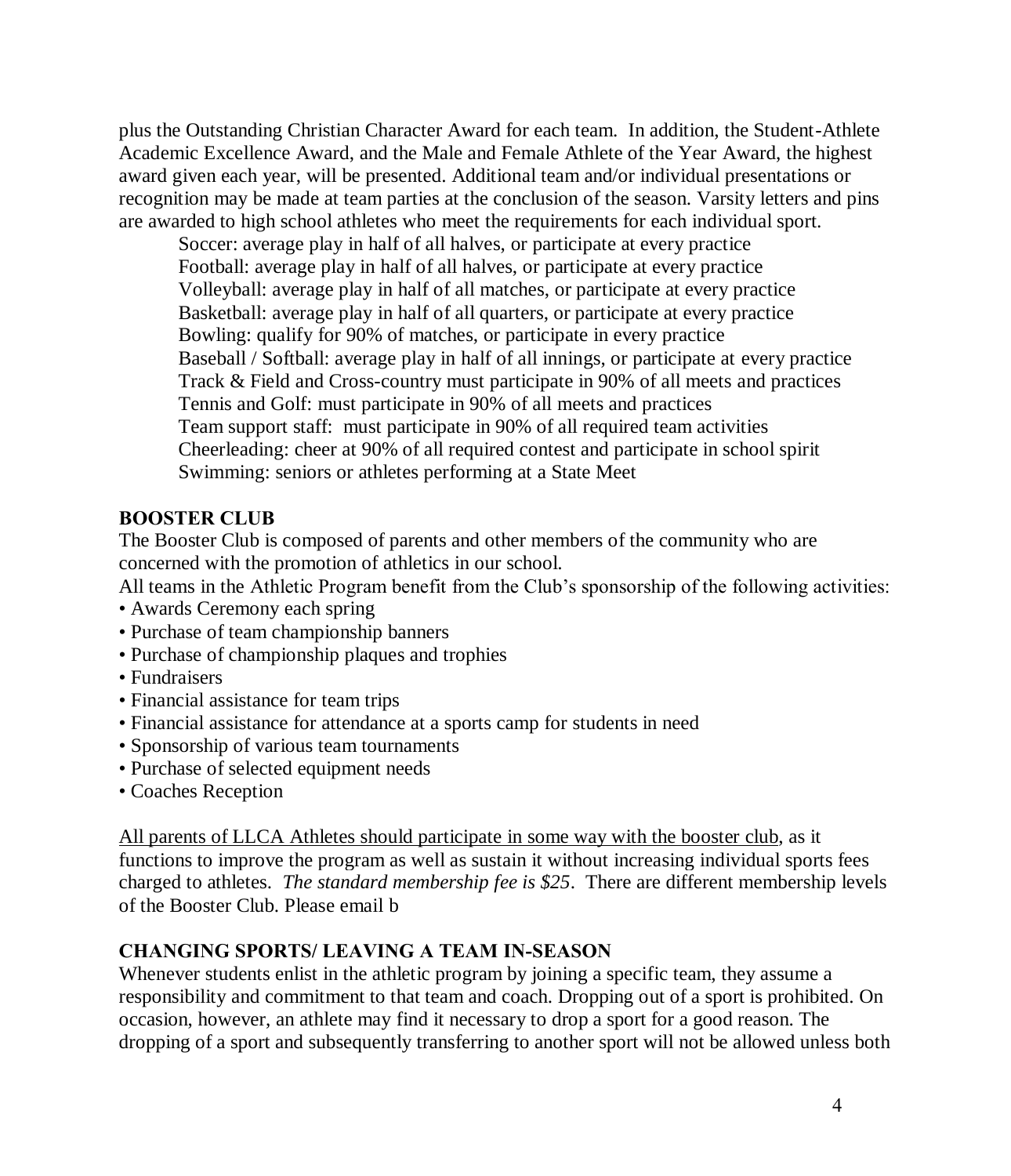plus the Outstanding Christian Character Award for each team. In addition, the Student-Athlete Academic Excellence Award, and the Male and Female Athlete of the Year Award, the highest award given each year, will be presented. Additional team and/or individual presentations or recognition may be made at team parties at the conclusion of the season. Varsity letters and pins are awarded to high school athletes who meet the requirements for each individual sport.

Soccer: average play in half of all halves, or participate at every practice
Football: average play in half of all halves, or participate at every practice
Volleyball: average play in half of all matches, or participate at every practice
Basketball: average play in half of all quarters, or participate at every practice
Bowling: qualify for 90% of matches, or participate in every practice
Baseball / Softball: average play in half of all innings, or participate at every practice
Track & Field and Cross-country must participate in 90% of all meets and practices
Tennis and Golf: must participate in 90% of all meets and practices
Team support staff: must participate in 90% of all required team activities
Cheerleading: cheer at 90% of all required contest and participate in school spirit
Swimming: seniors or athletes performing at a State Meet

## BOOSTER CLUB

The Booster Club is composed of parents and other members of the community who are concerned with the promotion of athletics in our school.

All teams in the Athletic Program benefit from the Club's sponsorship of the following activities:

- Awards Ceremony each spring
- Purchase of team championship banners
- Purchase of championship plaques and trophies
- Fundraisers
- Financial assistance for team trips
- Financial assistance for attendance at a sports camp for students in need
- Sponsorship of various team tournaments
- Purchase of selected equipment needs
- Coaches Reception

<u>All parents of LLCA Athletes should participate in some way with the booster club</u>, as it functions to improve the program as well as sustain it without increasing individual sports fees charged to athletes. *The standard membership fee is $25*. There are different membership levels of the Booster Club. Please email b

## CHANGING SPORTS/ LEAVING A TEAM IN-SEASON

Whenever students enlist in the athletic program by joining a specific team, they assume a responsibility and commitment to that team and coach. Dropping out of a sport is prohibited. On occasion, however, an athlete may find it necessary to drop a sport for a good reason. The dropping of a sport and subsequently transferring to another sport will not be allowed unless both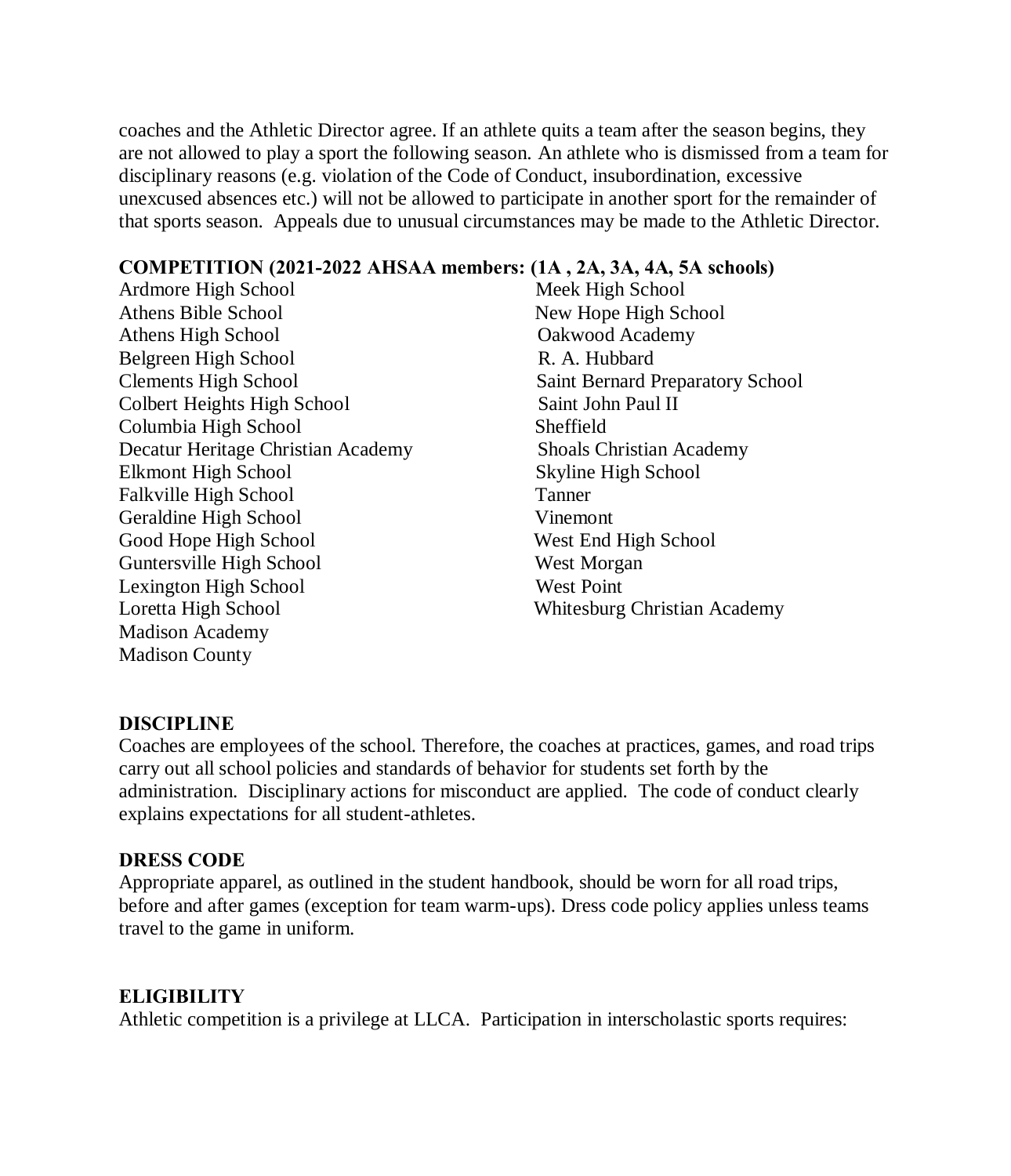coaches and the Athletic Director agree. If an athlete quits a team after the season begins, they are not allowed to play a sport the following season. An athlete who is dismissed from a team for disciplinary reasons (e.g. violation of the Code of Conduct, insubordination, excessive unexcused absences etc.) will not be allowed to participate in another sport for the remainder of that sports season. Appeals due to unusual circumstances may be made to the Athletic Director.

**COMPETITION (2021-2022 AHSAA members: (1A , 2A, 3A, 4A, 5A schools)**

Ardmore High School
Athens Bible School
Athens High School
Belgreen High School
Clements High School
Colbert Heights High School
Columbia High School
Decatur Heritage Christian Academy
Elkmont High School
Falkville High School
Geraldine High School
Good Hope High School
Guntersville High School
Lexington High School
Loretta High School
Madison Academy
Madison County
Meek High School
New Hope High School
Oakwood Academy
R. A. Hubbard
Saint Bernard Preparatory School
Saint John Paul II
Sheffield
Shoals Christian Academy
Skyline High School
Tanner
Vinemont
West End High School
West Morgan
West Point
Whitesburg Christian Academy

**DISCIPLINE**

Coaches are employees of the school. Therefore, the coaches at practices, games, and road trips carry out all school policies and standards of behavior for students set forth by the administration. Disciplinary actions for misconduct are applied. The code of conduct clearly explains expectations for all student-athletes.

**DRESS CODE**

Appropriate apparel, as outlined in the student handbook, should be worn for all road trips, before and after games (exception for team warm-ups). Dress code policy applies unless teams travel to the game in uniform.

**ELIGIBILITY**

Athletic competition is a privilege at LLCA. Participation in interscholastic sports requires: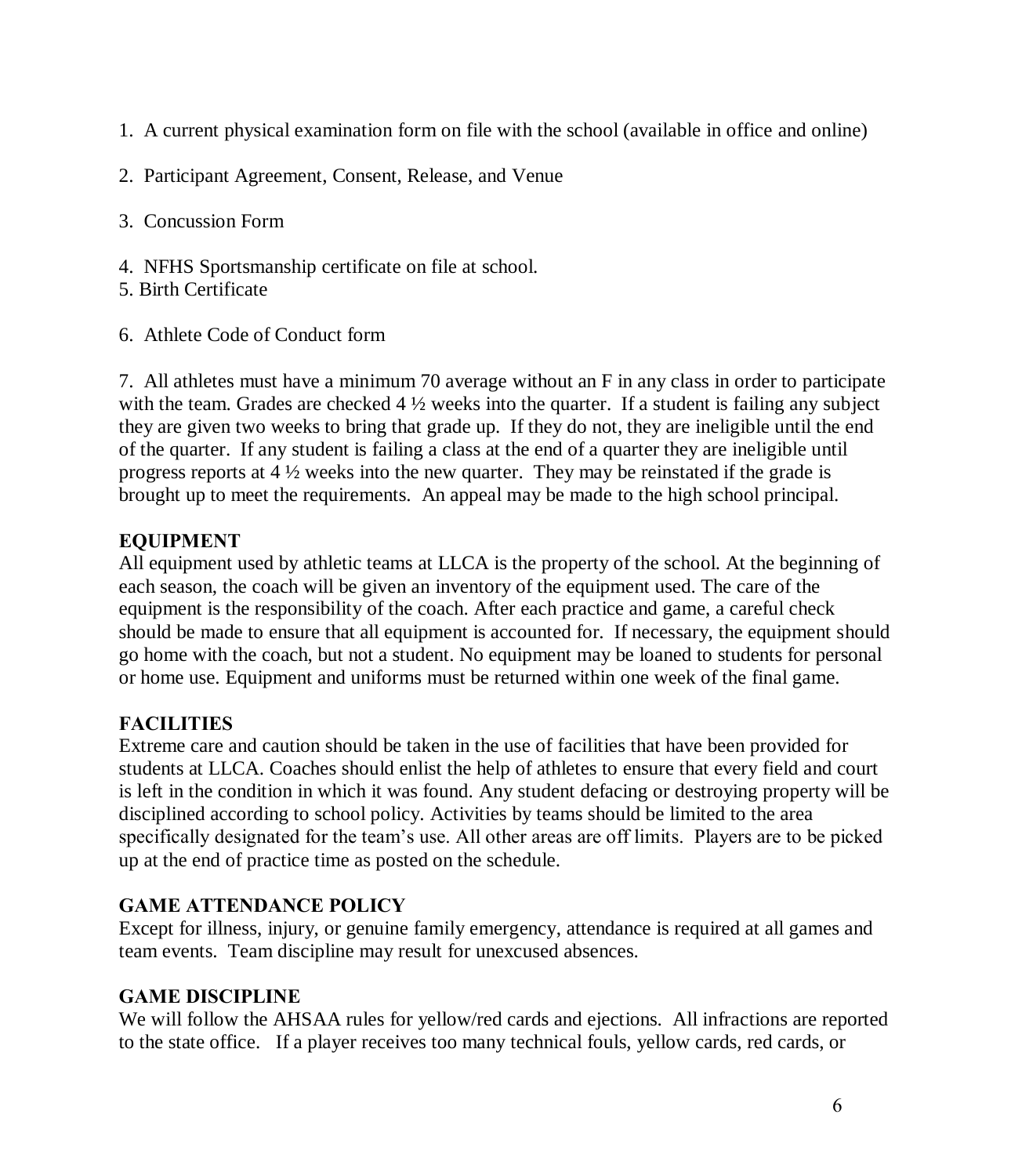1. A current physical examination form on file with the school (available in office and online)

2. Participant Agreement, Consent, Release, and Venue

3. Concussion Form

4. NFHS Sportsmanship certificate on file at school.
5. Birth Certificate

6. Athlete Code of Conduct form

7. All athletes must have a minimum 70 average without an F in any class in order to participate with the team. Grades are checked 4 ½ weeks into the quarter. If a student is failing any subject they are given two weeks to bring that grade up. If they do not, they are ineligible until the end of the quarter. If any student is failing a class at the end of a quarter they are ineligible until progress reports at 4 ½ weeks into the new quarter. They may be reinstated if the grade is brought up to meet the requirements. An appeal may be made to the high school principal.

**EQUIPMENT**

All equipment used by athletic teams at LLCA is the property of the school. At the beginning of each season, the coach will be given an inventory of the equipment used. The care of the equipment is the responsibility of the coach. After each practice and game, a careful check should be made to ensure that all equipment is accounted for. If necessary, the equipment should go home with the coach, but not a student. No equipment may be loaned to students for personal or home use. Equipment and uniforms must be returned within one week of the final game.

**FACILITIES**

Extreme care and caution should be taken in the use of facilities that have been provided for students at LLCA. Coaches should enlist the help of athletes to ensure that every field and court is left in the condition in which it was found. Any student defacing or destroying property will be disciplined according to school policy. Activities by teams should be limited to the area specifically designated for the team's use. All other areas are off limits. Players are to be picked up at the end of practice time as posted on the schedule.

**GAME ATTENDANCE POLICY**

Except for illness, injury, or genuine family emergency, attendance is required at all games and team events. Team discipline may result for unexcused absences.

**GAME DISCIPLINE**

We will follow the AHSAA rules for yellow/red cards and ejections. All infractions are reported to the state office. If a player receives too many technical fouls, yellow cards, red cards, or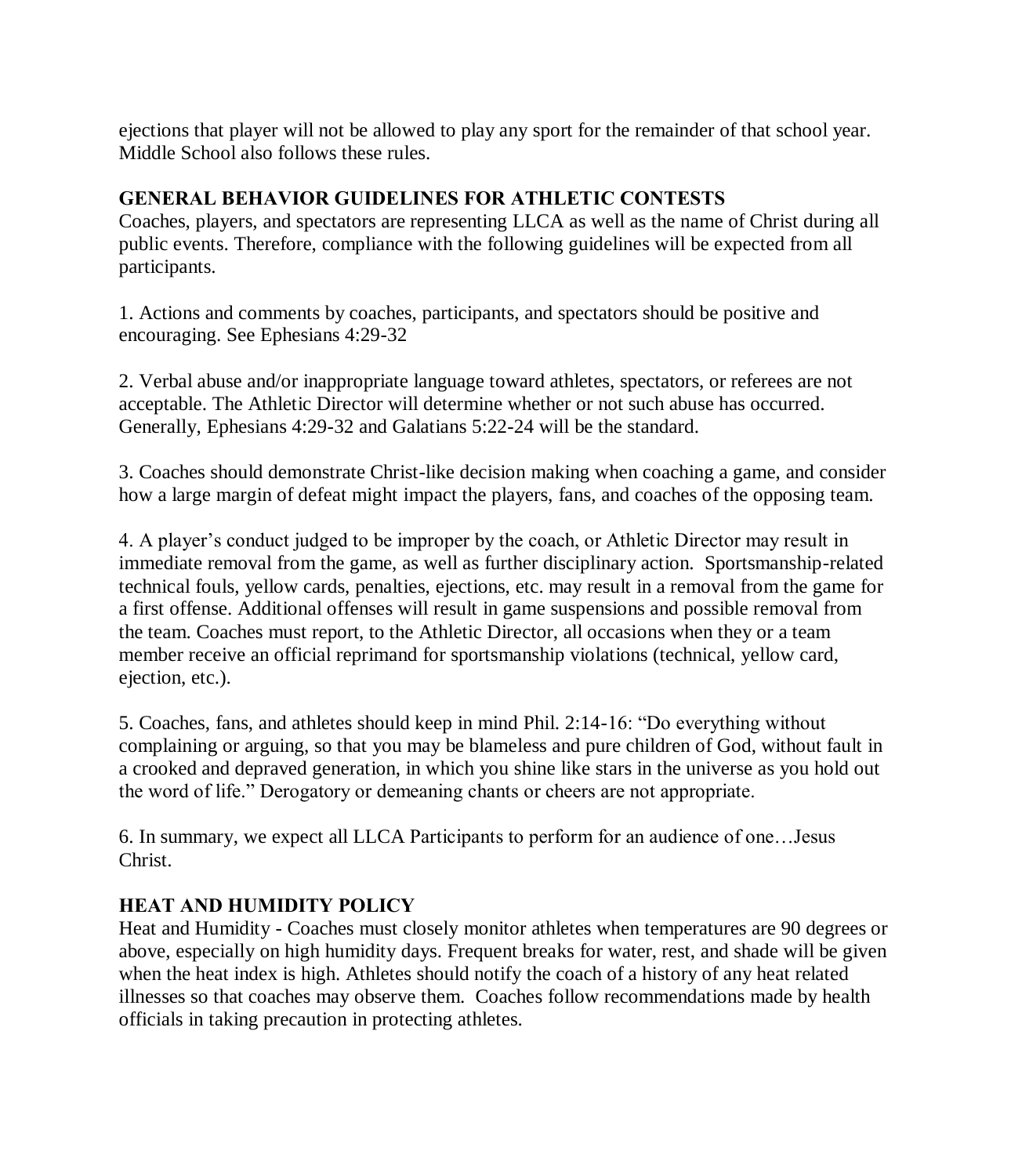ejections that player will not be allowed to play any sport for the remainder of that school year. Middle School also follows these rules.

## GENERAL BEHAVIOR GUIDELINES FOR ATHLETIC CONTESTS

Coaches, players, and spectators are representing LLCA as well as the name of Christ during all public events. Therefore, compliance with the following guidelines will be expected from all participants.

1. Actions and comments by coaches, participants, and spectators should be positive and encouraging. See Ephesians 4:29-32

2. Verbal abuse and/or inappropriate language toward athletes, spectators, or referees are not acceptable. The Athletic Director will determine whether or not such abuse has occurred. Generally, Ephesians 4:29-32 and Galatians 5:22-24 will be the standard.

3. Coaches should demonstrate Christ-like decision making when coaching a game, and consider how a large margin of defeat might impact the players, fans, and coaches of the opposing team.

4. A player's conduct judged to be improper by the coach, or Athletic Director may result in immediate removal from the game, as well as further disciplinary action. Sportsmanship-related technical fouls, yellow cards, penalties, ejections, etc. may result in a removal from the game for a first offense. Additional offenses will result in game suspensions and possible removal from the team. Coaches must report, to the Athletic Director, all occasions when they or a team member receive an official reprimand for sportsmanship violations (technical, yellow card, ejection, etc.).

5. Coaches, fans, and athletes should keep in mind Phil. 2:14-16: "Do everything without complaining or arguing, so that you may be blameless and pure children of God, without fault in a crooked and depraved generation, in which you shine like stars in the universe as you hold out the word of life." Derogatory or demeaning chants or cheers are not appropriate.

6. In summary, we expect all LLCA Participants to perform for an audience of one…Jesus Christ.

## HEAT AND HUMIDITY POLICY

Heat and Humidity - Coaches must closely monitor athletes when temperatures are 90 degrees or above, especially on high humidity days. Frequent breaks for water, rest, and shade will be given when the heat index is high. Athletes should notify the coach of a history of any heat related illnesses so that coaches may observe them. Coaches follow recommendations made by health officials in taking precaution in protecting athletes.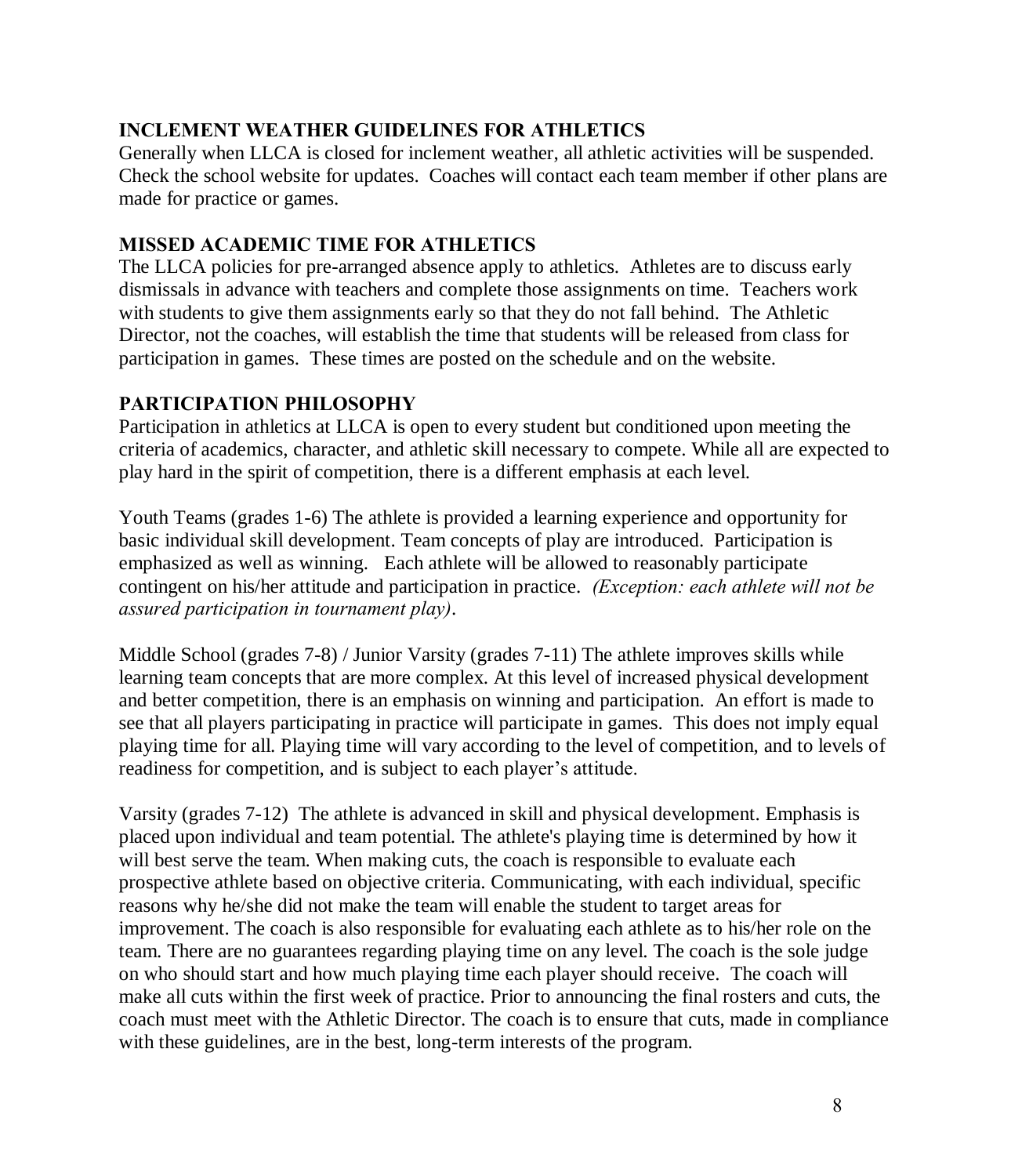## INCLEMENT WEATHER GUIDELINES FOR ATHLETICS

Generally when LLCA is closed for inclement weather, all athletic activities will be suspended. Check the school website for updates. Coaches will contact each team member if other plans are made for practice or games.

## MISSED ACADEMIC TIME FOR ATHLETICS

The LLCA policies for pre-arranged absence apply to athletics. Athletes are to discuss early dismissals in advance with teachers and complete those assignments on time. Teachers work with students to give them assignments early so that they do not fall behind. The Athletic Director, not the coaches, will establish the time that students will be released from class for participation in games. These times are posted on the schedule and on the website.

## PARTICIPATION PHILOSOPHY

Participation in athletics at LLCA is open to every student but conditioned upon meeting the criteria of academics, character, and athletic skill necessary to compete. While all are expected to play hard in the spirit of competition, there is a different emphasis at each level.

Youth Teams (grades 1-6) The athlete is provided a learning experience and opportunity for basic individual skill development. Team concepts of play are introduced. Participation is emphasized as well as winning. Each athlete will be allowed to reasonably participate contingent on his/her attitude and participation in practice. *(Exception: each athlete will not be assured participation in tournament play)*.

Middle School (grades 7-8) / Junior Varsity (grades 7-11) The athlete improves skills while learning team concepts that are more complex. At this level of increased physical development and better competition, there is an emphasis on winning and participation. An effort is made to see that all players participating in practice will participate in games. This does not imply equal playing time for all. Playing time will vary according to the level of competition, and to levels of readiness for competition, and is subject to each player's attitude.

Varsity (grades 7-12) The athlete is advanced in skill and physical development. Emphasis is placed upon individual and team potential. The athlete's playing time is determined by how it will best serve the team. When making cuts, the coach is responsible to evaluate each prospective athlete based on objective criteria. Communicating, with each individual, specific reasons why he/she did not make the team will enable the student to target areas for improvement. The coach is also responsible for evaluating each athlete as to his/her role on the team. There are no guarantees regarding playing time on any level. The coach is the sole judge on who should start and how much playing time each player should receive. The coach will make all cuts within the first week of practice. Prior to announcing the final rosters and cuts, the coach must meet with the Athletic Director. The coach is to ensure that cuts, made in compliance with these guidelines, are in the best, long-term interests of the program.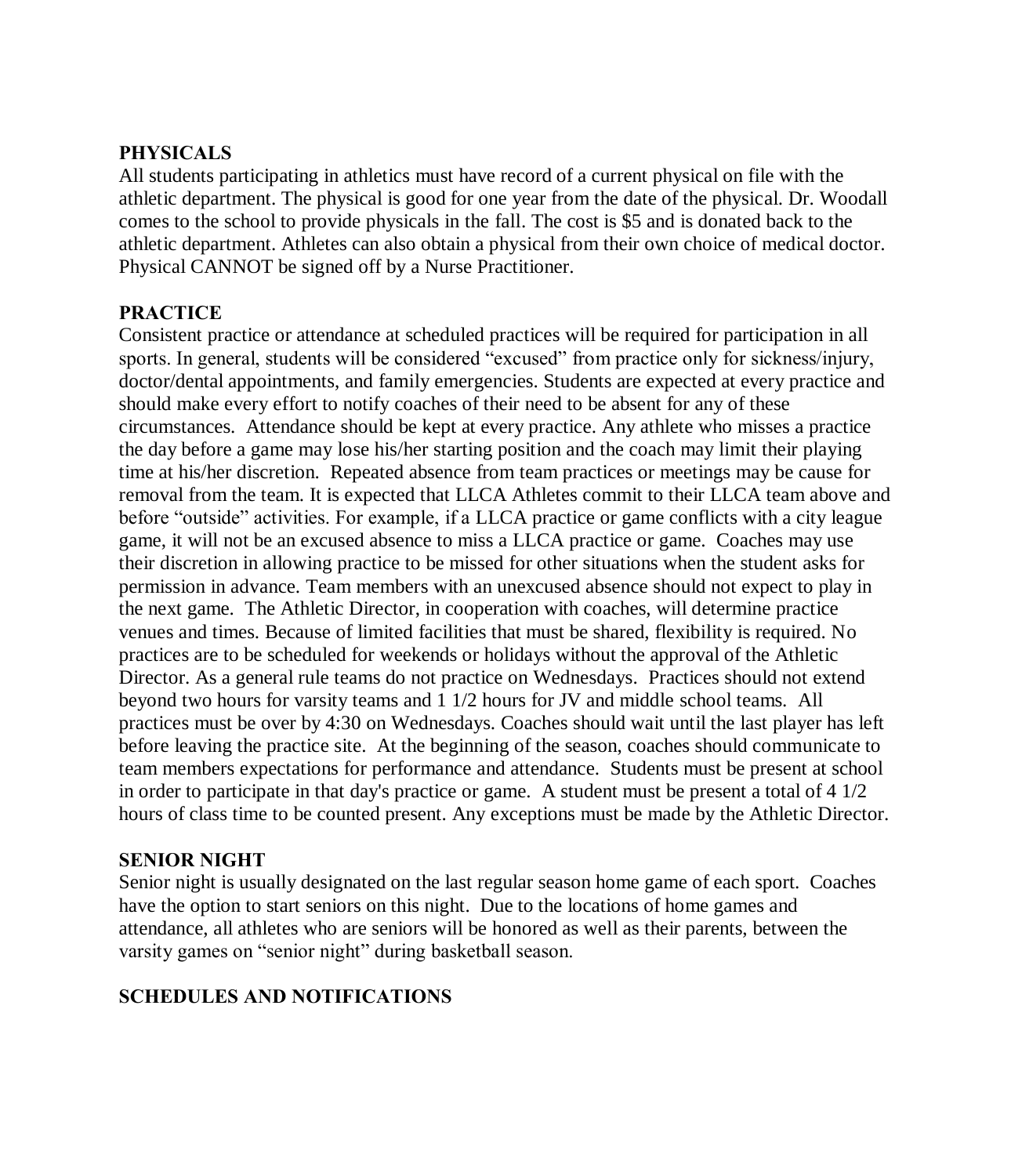## PHYSICALS

All students participating in athletics must have record of a current physical on file with the athletic department. The physical is good for one year from the date of the physical. Dr. Woodall comes to the school to provide physicals in the fall. The cost is $5 and is donated back to the athletic department. Athletes can also obtain a physical from their own choice of medical doctor. Physical CANNOT be signed off by a Nurse Practitioner.

## PRACTICE

Consistent practice or attendance at scheduled practices will be required for participation in all sports. In general, students will be considered "excused" from practice only for sickness/injury, doctor/dental appointments, and family emergencies. Students are expected at every practice and should make every effort to notify coaches of their need to be absent for any of these circumstances. Attendance should be kept at every practice. Any athlete who misses a practice the day before a game may lose his/her starting position and the coach may limit their playing time at his/her discretion. Repeated absence from team practices or meetings may be cause for removal from the team. It is expected that LLCA Athletes commit to their LLCA team above and before "outside" activities. For example, if a LLCA practice or game conflicts with a city league game, it will not be an excused absence to miss a LLCA practice or game. Coaches may use their discretion in allowing practice to be missed for other situations when the student asks for permission in advance. Team members with an unexcused absence should not expect to play in the next game. The Athletic Director, in cooperation with coaches, will determine practice venues and times. Because of limited facilities that must be shared, flexibility is required. No practices are to be scheduled for weekends or holidays without the approval of the Athletic Director. As a general rule teams do not practice on Wednesdays. Practices should not extend beyond two hours for varsity teams and 1 1/2 hours for JV and middle school teams. All practices must be over by 4:30 on Wednesdays. Coaches should wait until the last player has left before leaving the practice site. At the beginning of the season, coaches should communicate to team members expectations for performance and attendance. Students must be present at school in order to participate in that day's practice or game. A student must be present a total of 4 1/2 hours of class time to be counted present. Any exceptions must be made by the Athletic Director.

## SENIOR NIGHT

Senior night is usually designated on the last regular season home game of each sport. Coaches have the option to start seniors on this night. Due to the locations of home games and attendance, all athletes who are seniors will be honored as well as their parents, between the varsity games on "senior night" during basketball season.

## SCHEDULES AND NOTIFICATIONS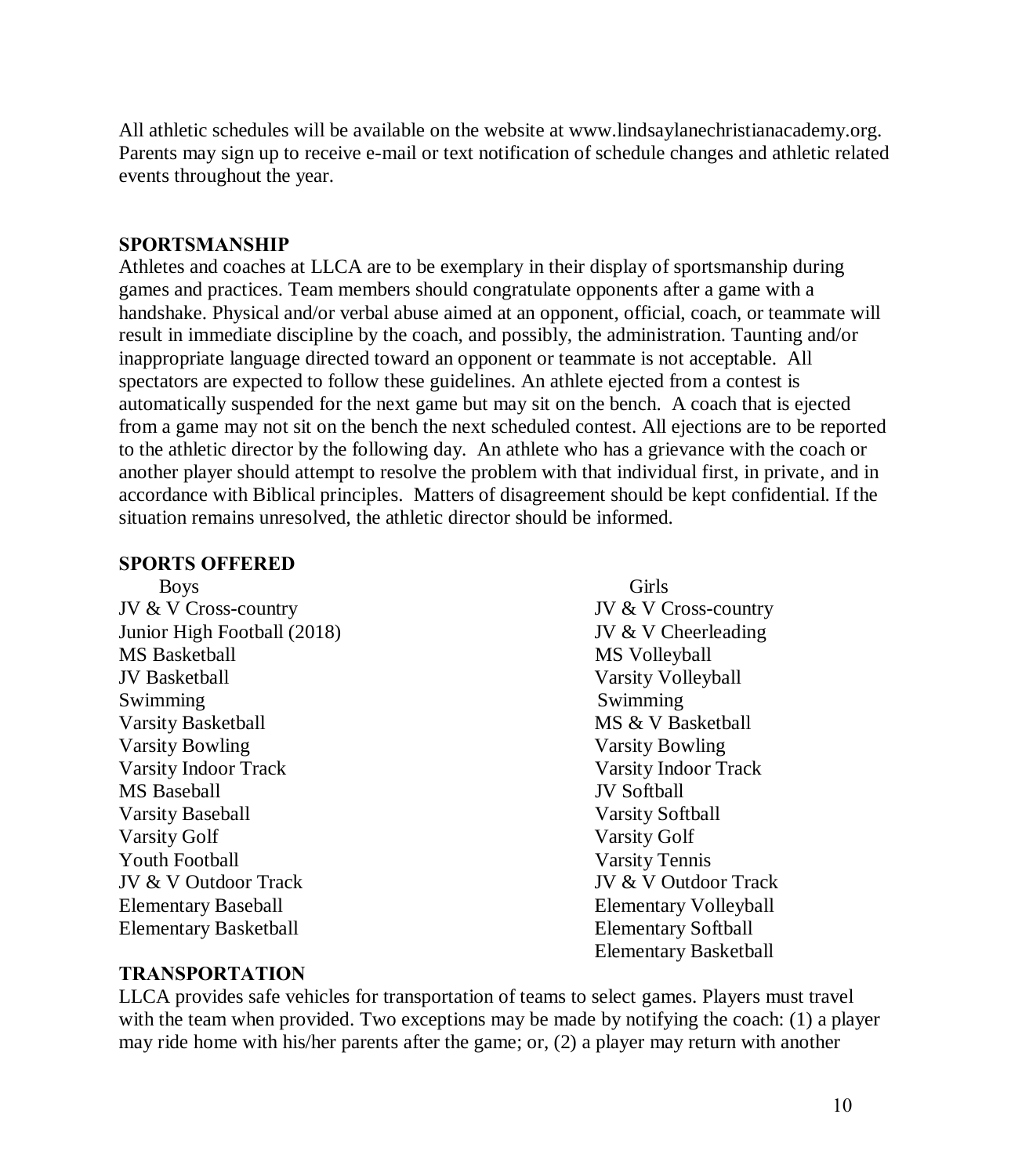All athletic schedules will be available on the website at www.lindsaylanechristianacademy.org. Parents may sign up to receive e-mail or text notification of schedule changes and athletic related events throughout the year.

## SPORTSMANSHIP

Athletes and coaches at LLCA are to be exemplary in their display of sportsmanship during games and practices. Team members should congratulate opponents after a game with a handshake. Physical and/or verbal abuse aimed at an opponent, official, coach, or teammate will result in immediate discipline by the coach, and possibly, the administration. Taunting and/or inappropriate language directed toward an opponent or teammate is not acceptable. All spectators are expected to follow these guidelines. An athlete ejected from a contest is automatically suspended for the next game but may sit on the bench. A coach that is ejected from a game may not sit on the bench the next scheduled contest. All ejections are to be reported to the athletic director by the following day. An athlete who has a grievance with the coach or another player should attempt to resolve the problem with that individual first, in private, and in accordance with Biblical principles. Matters of disagreement should be kept confidential. If the situation remains unresolved, the athletic director should be informed.

## SPORTS OFFERED

| Boys | Girls |
| --- | --- |
| JV & V Cross-country | JV & V Cross-country |
| Junior High Football (2018) | JV & V Cheerleading |
| MS Basketball | MS Volleyball |
| JV Basketball | Varsity Volleyball |
| Swimming | Swimming |
| Varsity Basketball | MS & V Basketball |
| Varsity Bowling | Varsity Bowling |
| Varsity Indoor Track | Varsity Indoor Track |
| MS Baseball | JV Softball |
| Varsity Baseball | Varsity Softball |
| Varsity Golf | Varsity Golf |
| Youth Football | Varsity Tennis |
| JV & V Outdoor Track | JV & V Outdoor Track |
| Elementary Baseball | Elementary Volleyball |
| Elementary Basketball | Elementary Softball |
| | Elementary Basketball |

## TRANSPORTATION

LLCA provides safe vehicles for transportation of teams to select games. Players must travel with the team when provided. Two exceptions may be made by notifying the coach: (1) a player may ride home with his/her parents after the game; or, (2) a player may return with another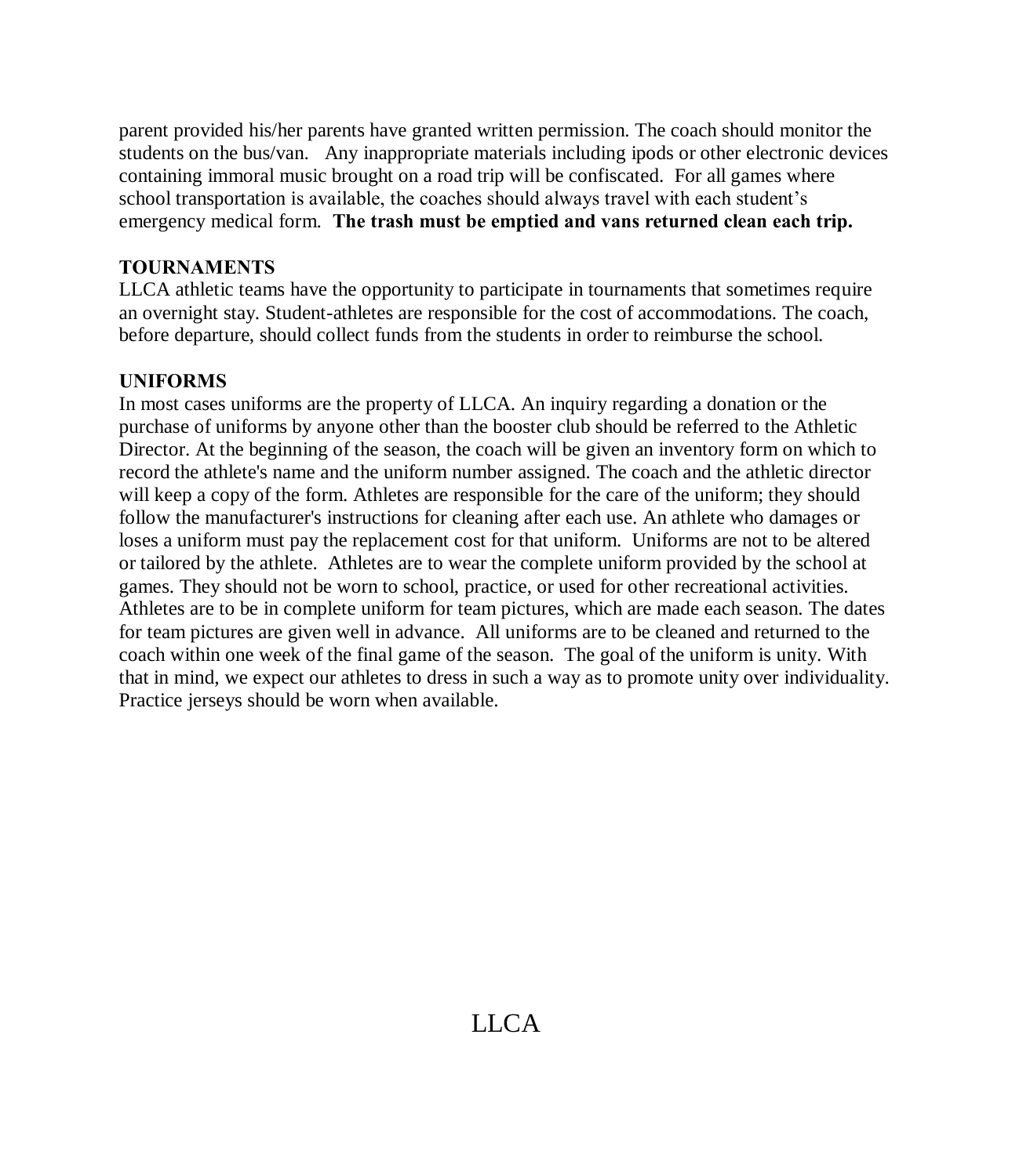parent provided his/her parents have granted written permission. The coach should monitor the students on the bus/van. Any inappropriate materials including ipods or other electronic devices containing immoral music brought on a road trip will be confiscated. For all games where school transportation is available, the coaches should always travel with each student's emergency medical form. **The trash must be emptied and vans returned clean each trip.**

**TOURNAMENTS**

LLCA athletic teams have the opportunity to participate in tournaments that sometimes require an overnight stay. Student-athletes are responsible for the cost of accommodations. The coach, before departure, should collect funds from the students in order to reimburse the school.

**UNIFORMS**

In most cases uniforms are the property of LLCA. An inquiry regarding a donation or the purchase of uniforms by anyone other than the booster club should be referred to the Athletic Director. At the beginning of the season, the coach will be given an inventory form on which to record the athlete's name and the uniform number assigned. The coach and the athletic director will keep a copy of the form. Athletes are responsible for the care of the uniform; they should follow the manufacturer's instructions for cleaning after each use. An athlete who damages or loses a uniform must pay the replacement cost for that uniform. Uniforms are not to be altered or tailored by the athlete. Athletes are to wear the complete uniform provided by the school at games. They should not be worn to school, practice, or used for other recreational activities. Athletes are to be in complete uniform for team pictures, which are made each season. The dates for team pictures are given well in advance. All uniforms are to be cleaned and returned to the coach within one week of the final game of the season. The goal of the uniform is unity. With that in mind, we expect our athletes to dress in such a way as to promote unity over individuality. Practice jerseys should be worn when available.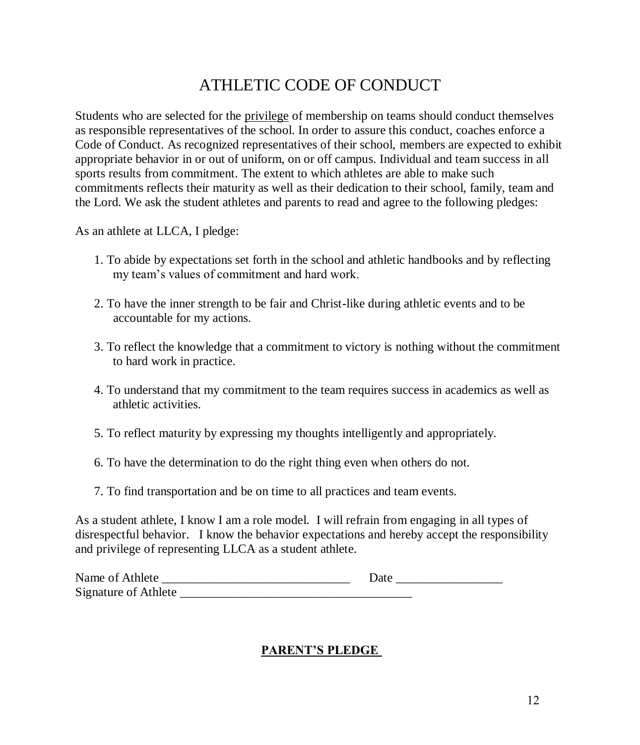# ATHLETIC CODE OF CONDUCT

Students who are selected for the <u>privilege</u> of membership on teams should conduct themselves as responsible representatives of the school. In order to assure this conduct, coaches enforce a Code of Conduct. As recognized representatives of their school, members are expected to exhibit appropriate behavior in or out of uniform, on or off campus. Individual and team success in all sports results from commitment. The extent to which athletes are able to make such commitments reflects their maturity as well as their dedication to their school, family, team and the Lord. We ask the student athletes and parents to read and agree to the following pledges:

As an athlete at LLCA, I pledge:

1. To abide by expectations set forth in the school and athletic handbooks and by reflecting my team's values of commitment and hard work.
2. To have the inner strength to be fair and Christ-like during athletic events and to be accountable for my actions.
3. To reflect the knowledge that a commitment to victory is nothing without the commitment to hard work in practice.
4. To understand that my commitment to the team requires success in academics as well as athletic activities.
5. To reflect maturity by expressing my thoughts intelligently and appropriately.
6. To have the determination to do the right thing even when others do not.
7. To find transportation and be on time to all practices and team events.

As a student athlete, I know I am a role model. I will refrain from engaging in all types of disrespectful behavior. I know the behavior expectations and hereby accept the responsibility and privilege of representing LLCA as a student athlete.

Name of Athlete ______________________________ Date _________________
Signature of Athlete _____________________________________

**<u>PARENT'S PLEDGE</u>**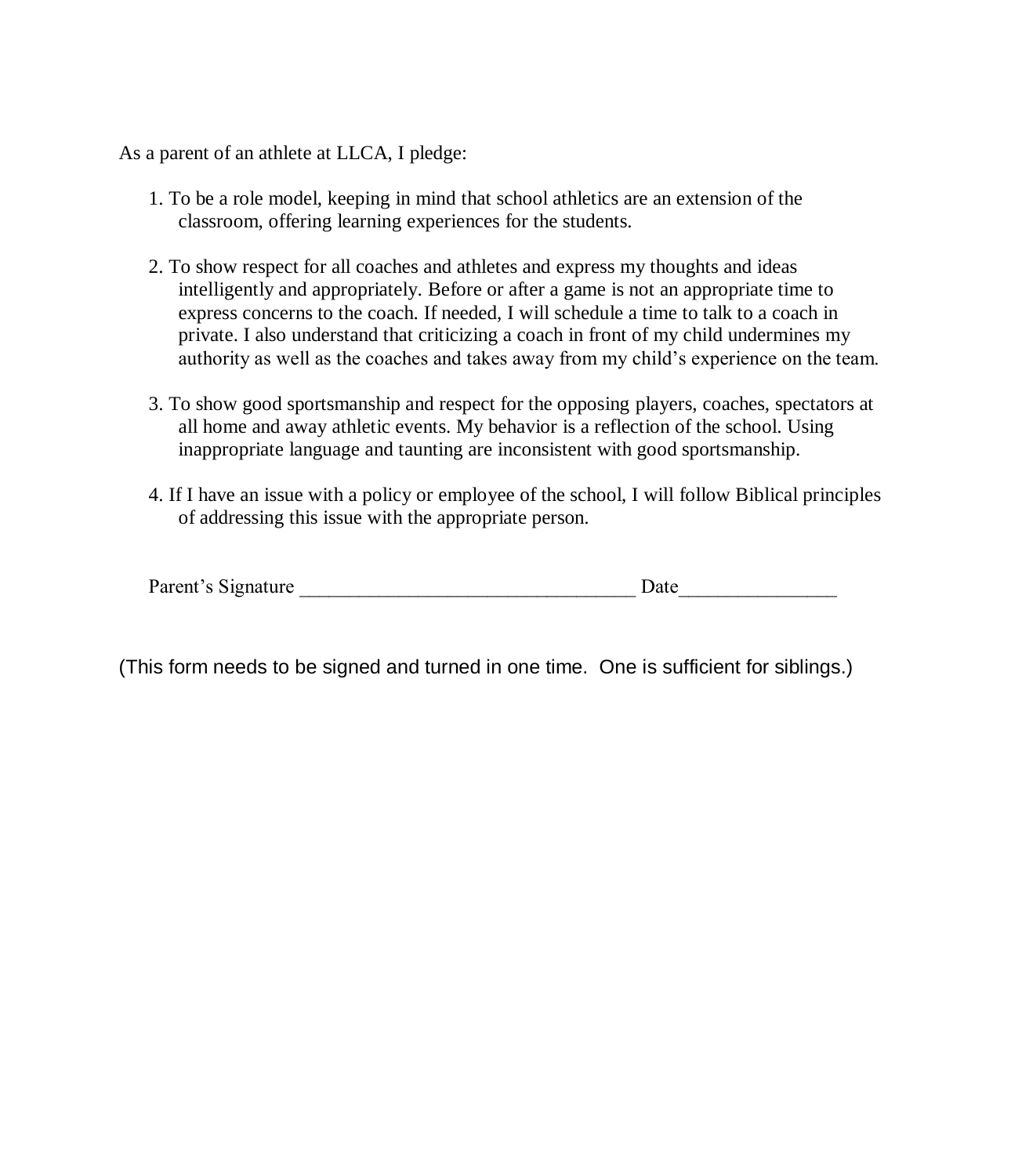As a parent of an athlete at LLCA, I pledge:

1. To be a role model, keeping in mind that school athletics are an extension of the classroom, offering learning experiences for the students.

2. To show respect for all coaches and athletes and express my thoughts and ideas intelligently and appropriately. Before or after a game is not an appropriate time to express concerns to the coach. If needed, I will schedule a time to talk to a coach in private. I also understand that criticizing a coach in front of my child undermines my authority as well as the coaches and takes away from my child's experience on the team.

3. To show good sportsmanship and respect for the opposing players, coaches, spectators at all home and away athletic events. My behavior is a reflection of the school. Using inappropriate language and taunting are inconsistent with good sportsmanship.

4. If I have an issue with a policy or employee of the school, I will follow Biblical principles of addressing this issue with the appropriate person.

Parent's Signature __________________________________ Date________________

(This form needs to be signed and turned in one time. One is sufficient for siblings.)